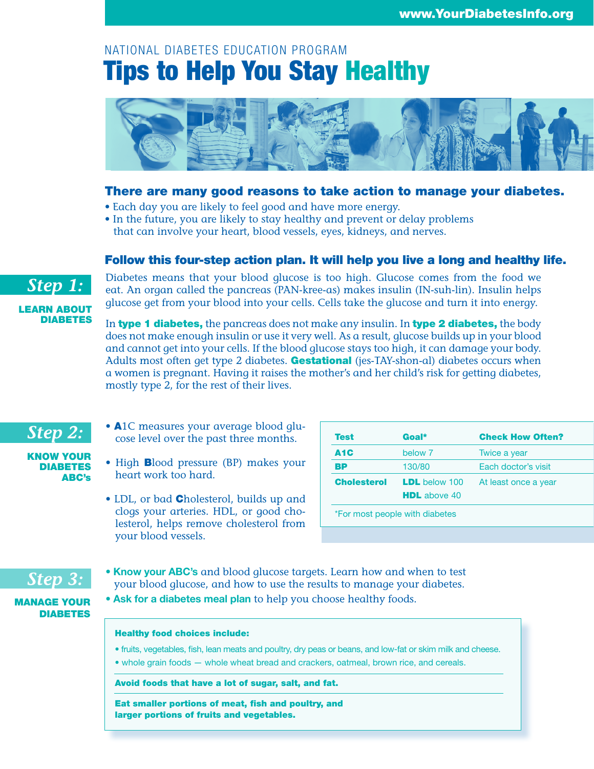NATIONAL DIABETES EDUCATION PROGRAM

# Tips to Help You Stay Healthy

## There are many good reasons to take action to manage your diabetes.

- Each day you are likely to feel good and have more energy.
- In the future, you are likely to stay healthy and prevent or delay problems that can involve your heart, blood vessels, eyes, kidneys, and nerves.

## Follow this four-step action plan. It will help you live a long and healthy life.

### Step 1: LEARN ABOUT DIABETES

Diabetes means that your blood glucose is too high. Glucose comes from the food we eat. An organ called the pancreas (PAN-kree-as) makes insulin (IN-suh-lin). Insulin helps glucose get from your blood into your cells. Cells take the glucose and turn it into energy.

In **type 1 diabetes,** the pancreas does not make any insulin. In **type 2 diabetes,** the body does not make enough insulin or use it very well. As a result, glucose builds up in your blood and cannot get into your cells. If the blood glucose stays too high, it can damage your body. Adults most often get type 2 diabetes. **Gestational** (jes-TAY-shon-al) diabetes occurs when a women is pregnant. Having it raises the mother's and her child's risk for getting diabetes, mostly type 2, for the rest of their lives.

### Step 2: KNOW YOUR DIABETES ABC's

- **A**1C measures your average blood glucose level over the past three months.
- High **B**lood pressure (BP) makes your heart work too hard.
- LDL, or bad **C**holesterol, builds up and clogs your arteries. HDL, or good cholesterol, helps remove cholesterol from your blood vessels.

| Test | Goal* | Check How Often? |
|---|---|---|
| A1C | below 7 | Twice a year |
| BP | 130/80 | Each doctor's visit |
| Cholesterol | LDL below 100<br>HDL above 40 | At least once a year |

*For most people with diabetes

### Step 3: MANAGE YOUR DIABETES

- **Know your ABC's** and blood glucose targets. Learn how and when to test your blood glucose, and how to use the results to manage your diabetes.
- **Ask for a diabetes meal plan** to help you choose healthy foods.

**Healthy food choices include:**

- fruits, vegetables, fish, lean meats and poultry, dry peas or beans, and low-fat or skim milk and cheese.
- whole grain foods — whole wheat bread and crackers, oatmeal, brown rice, and cereals.

**Avoid foods that have a lot of sugar, salt, and fat.**

**Eat smaller portions of meat, fish and poultry, and larger portions of fruits and vegetables.**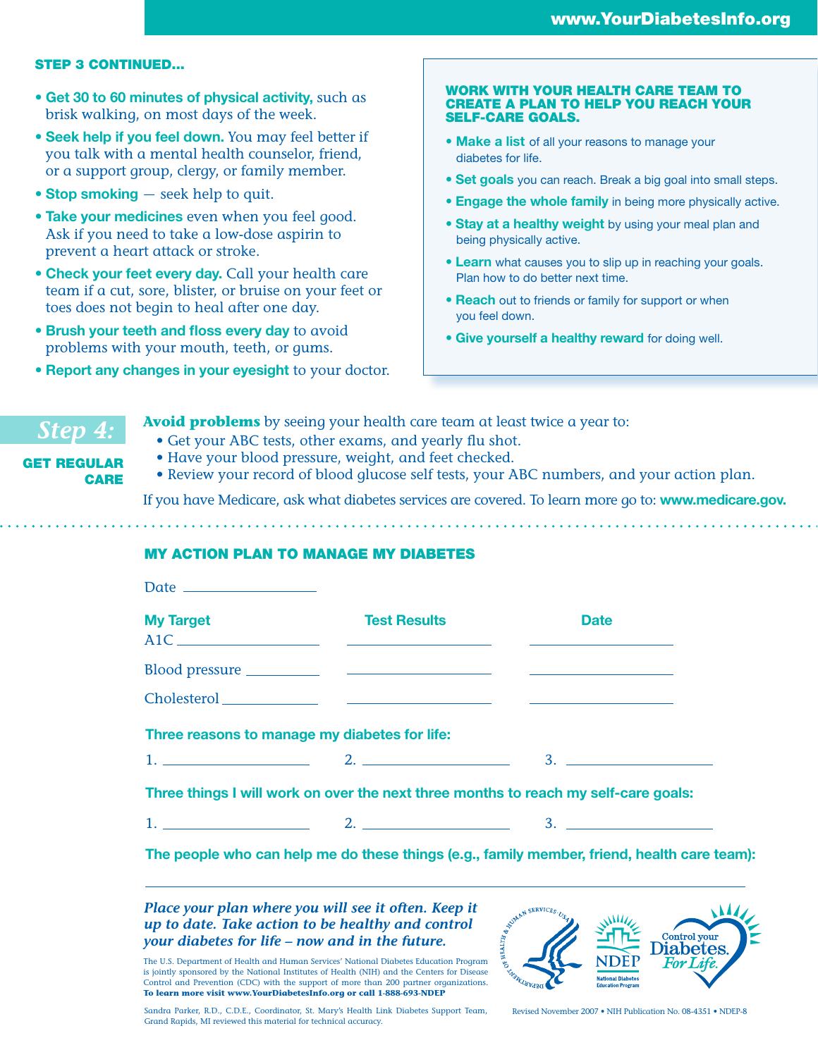**STEP 3 CONTINUED...**

- **Get 30 to 60 minutes of physical activity,** such as brisk walking, on most days of the week.
- **Seek help if you feel down.** You may feel better if you talk with a mental health counselor, friend, or a support group, clergy, or family member.
- **Stop smoking** — seek help to quit.
- **Take your medicines** even when you feel good. Ask if you need to take a low-dose aspirin to prevent a heart attack or stroke.
- **Check your feet every day.** Call your health care team if a cut, sore, blister, or bruise on your feet or toes does not begin to heal after one day.
- **Brush your teeth and floss every day** to avoid problems with your mouth, teeth, or gums.
- **Report any changes in your eyesight** to your doctor.

**WORK WITH YOUR HEALTH CARE TEAM TO CREATE A PLAN TO HELP YOU REACH YOUR SELF-CARE GOALS.**

- **Make a list** of all your reasons to manage your diabetes for life.
- **Set goals** you can reach. Break a big goal into small steps.
- **Engage the whole family** in being more physically active.
- **Stay at a healthy weight** by using your meal plan and being physically active.
- **Learn** what causes you to slip up in reaching your goals. Plan how to do better next time.
- **Reach** out to friends or family for support or when you feel down.
- **Give yourself a healthy reward** for doing well.

## *Step 4:* GET REGULAR CARE

**Avoid problems** by seeing your health care team at least twice a year to:

- Get your ABC tests, other exams, and yearly flu shot.
- Have your blood pressure, weight, and feet checked.
- Review your record of blood glucose self tests, your ABC numbers, and your action plan.

If you have Medicare, ask what diabetes services are covered. To learn more go to: **www.medicare.gov.**

## MY ACTION PLAN TO MANAGE MY DIABETES

Date ____________________

| My Target | Test Results | Date |
|---|---|---|
| A1C ____________ | ____________ | ____________ |
| Blood pressure ____________ | ____________ | ____________ |
| Cholesterol ____________ | ____________ | ____________ |

**Three reasons to manage my diabetes for life:**

1. ____________ 2. ____________ 3. ____________

**Three things I will work on over the next three months to reach my self-care goals:**

1. ____________ 2. ____________ 3. ____________

**The people who can help me do these things (e.g., family member, friend, health care team):**

______________________________________________

***Place your plan where you will see it often. Keep it up to date. Take action to be healthy and control your diabetes for life – now and in the future.***

The U.S. Department of Health and Human Services' National Diabetes Education Program is jointly sponsored by the National Institutes of Health (NIH) and the Centers for Disease Control and Prevention (CDC) with the support of more than 200 partner organizations. **To learn more visit www.YourDiabetesInfo.org or call 1-888-693-NDEP**

Sandra Parker, R.D., C.D.E., Coordinator, St. Mary's Health Link Diabetes Support Team, Grand Rapids, MI reviewed this material for technical accuracy.

Control your Diabetes. *For Life.*

Revised November 2007 • NIH Publication No. 08-4351 • NDEP-8